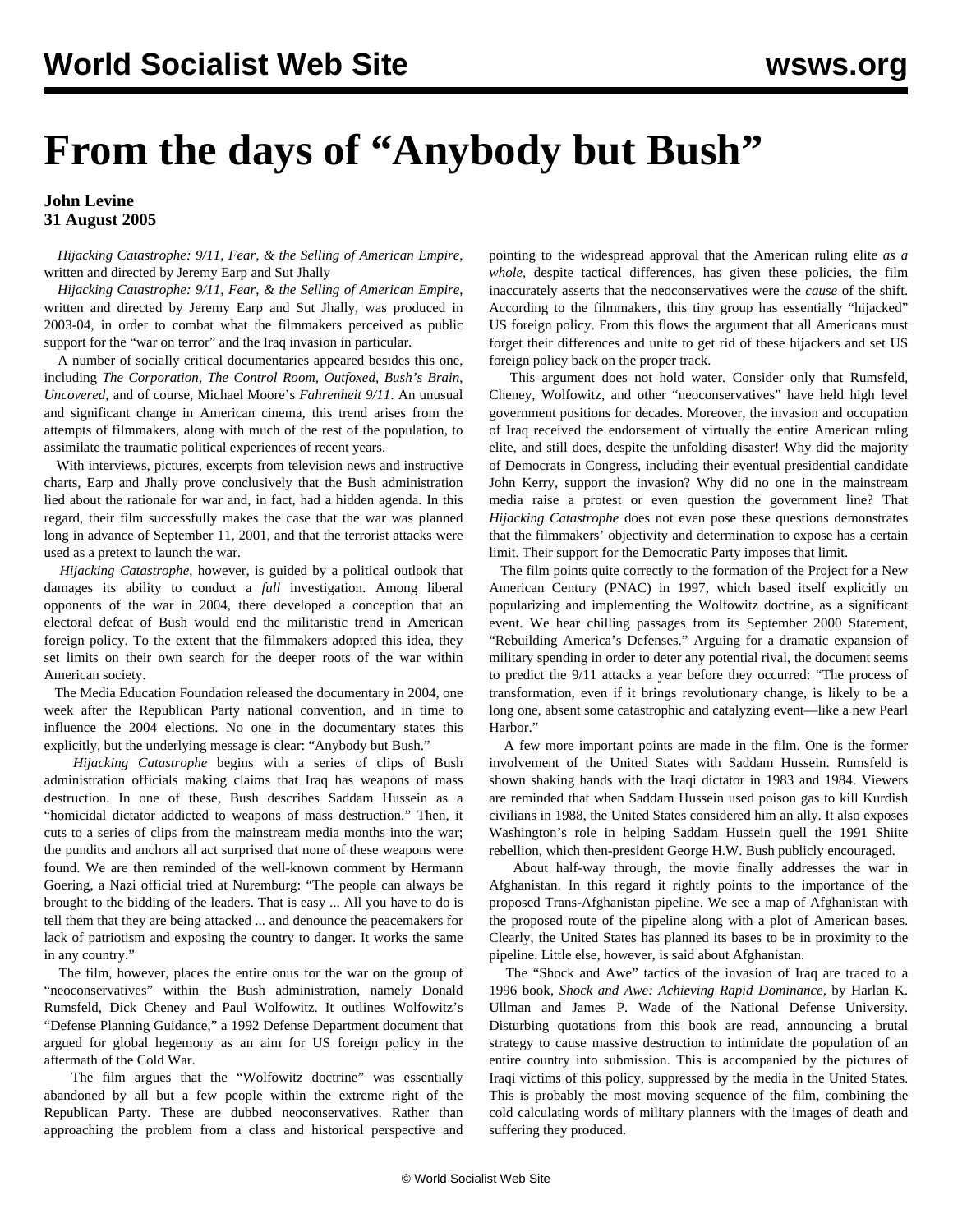# From the days of "Anybody but Bush"

**John Levine**
**31 August 2005**

*Hijacking Catastrophe: 9/11, Fear, & the Selling of American Empire*, written and directed by Jeremy Earp and Sut Jhally

*Hijacking Catastrophe: 9/11, Fear, & the Selling of American Empire*, written and directed by Jeremy Earp and Sut Jhally, was produced in 2003-04, in order to combat what the filmmakers perceived as public support for the "war on terror" and the Iraq invasion in particular.

A number of socially critical documentaries appeared besides this one, including *The Corporation*, *The Control Room*, *Outfoxed*, *Bush's Brain*, *Uncovered*, and of course, Michael Moore's *Fahrenheit 9/11*. An unusual and significant change in American cinema, this trend arises from the attempts of filmmakers, along with much of the rest of the population, to assimilate the traumatic political experiences of recent years.

With interviews, pictures, excerpts from television news and instructive charts, Earp and Jhally prove conclusively that the Bush administration lied about the rationale for war and, in fact, had a hidden agenda. In this regard, their film successfully makes the case that the war was planned long in advance of September 11, 2001, and that the terrorist attacks were used as a pretext to launch the war.

*Hijacking Catastrophe*, however, is guided by a political outlook that damages its ability to conduct a *full* investigation. Among liberal opponents of the war in 2004, there developed a conception that an electoral defeat of Bush would end the militaristic trend in American foreign policy. To the extent that the filmmakers adopted this idea, they set limits on their own search for the deeper roots of the war within American society.

The Media Education Foundation released the documentary in 2004, one week after the Republican Party national convention, and in time to influence the 2004 elections. No one in the documentary states this explicitly, but the underlying message is clear: "Anybody but Bush."

*Hijacking Catastrophe* begins with a series of clips of Bush administration officials making claims that Iraq has weapons of mass destruction. In one of these, Bush describes Saddam Hussein as a "homicidal dictator addicted to weapons of mass destruction." Then, it cuts to a series of clips from the mainstream media months into the war; the pundits and anchors all act surprised that none of these weapons were found. We are then reminded of the well-known comment by Hermann Goering, a Nazi official tried at Nuremburg: "The people can always be brought to the bidding of the leaders. That is easy ... All you have to do is tell them that they are being attacked ... and denounce the peacemakers for lack of patriotism and exposing the country to danger. It works the same in any country."

The film, however, places the entire onus for the war on the group of "neoconservatives" within the Bush administration, namely Donald Rumsfeld, Dick Cheney and Paul Wolfowitz. It outlines Wolfowitz's "Defense Planning Guidance," a 1992 Defense Department document that argued for global hegemony as an aim for US foreign policy in the aftermath of the Cold War.

The film argues that the "Wolfowitz doctrine" was essentially abandoned by all but a few people within the extreme right of the Republican Party. These are dubbed neoconservatives. Rather than approaching the problem from a class and historical perspective and pointing to the widespread approval that the American ruling elite *as a whole*, despite tactical differences, has given these policies, the film inaccurately asserts that the neoconservatives were the *cause* of the shift. According to the filmmakers, this tiny group has essentially "hijacked" US foreign policy. From this flows the argument that all Americans must forget their differences and unite to get rid of these hijackers and set US foreign policy back on the proper track.

This argument does not hold water. Consider only that Rumsfeld, Cheney, Wolfowitz, and other "neoconservatives" have held high level government positions for decades. Moreover, the invasion and occupation of Iraq received the endorsement of virtually the entire American ruling elite, and still does, despite the unfolding disaster! Why did the majority of Democrats in Congress, including their eventual presidential candidate John Kerry, support the invasion? Why did no one in the mainstream media raise a protest or even question the government line? That *Hijacking Catastrophe* does not even pose these questions demonstrates that the filmmakers' objectivity and determination to expose has a certain limit. Their support for the Democratic Party imposes that limit.

The film points quite correctly to the formation of the Project for a New American Century (PNAC) in 1997, which based itself explicitly on popularizing and implementing the Wolfowitz doctrine, as a significant event. We hear chilling passages from its September 2000 Statement, "Rebuilding America's Defenses." Arguing for a dramatic expansion of military spending in order to deter any potential rival, the document seems to predict the 9/11 attacks a year before they occurred: "The process of transformation, even if it brings revolutionary change, is likely to be a long one, absent some catastrophic and catalyzing event—like a new Pearl Harbor."

A few more important points are made in the film. One is the former involvement of the United States with Saddam Hussein. Rumsfeld is shown shaking hands with the Iraqi dictator in 1983 and 1984. Viewers are reminded that when Saddam Hussein used poison gas to kill Kurdish civilians in 1988, the United States considered him an ally. It also exposes Washington's role in helping Saddam Hussein quell the 1991 Shiite rebellion, which then-president George H.W. Bush publicly encouraged.

About half-way through, the movie finally addresses the war in Afghanistan. In this regard it rightly points to the importance of the proposed Trans-Afghanistan pipeline. We see a map of Afghanistan with the proposed route of the pipeline along with a plot of American bases. Clearly, the United States has planned its bases to be in proximity to the pipeline. Little else, however, is said about Afghanistan.

The "Shock and Awe" tactics of the invasion of Iraq are traced to a 1996 book, *Shock and Awe: Achieving Rapid Dominance*, by Harlan K. Ullman and James P. Wade of the National Defense University. Disturbing quotations from this book are read, announcing a brutal strategy to cause massive destruction to intimidate the population of an entire country into submission. This is accompanied by the pictures of Iraqi victims of this policy, suppressed by the media in the United States. This is probably the most moving sequence of the film, combining the cold calculating words of military planners with the images of death and suffering they produced.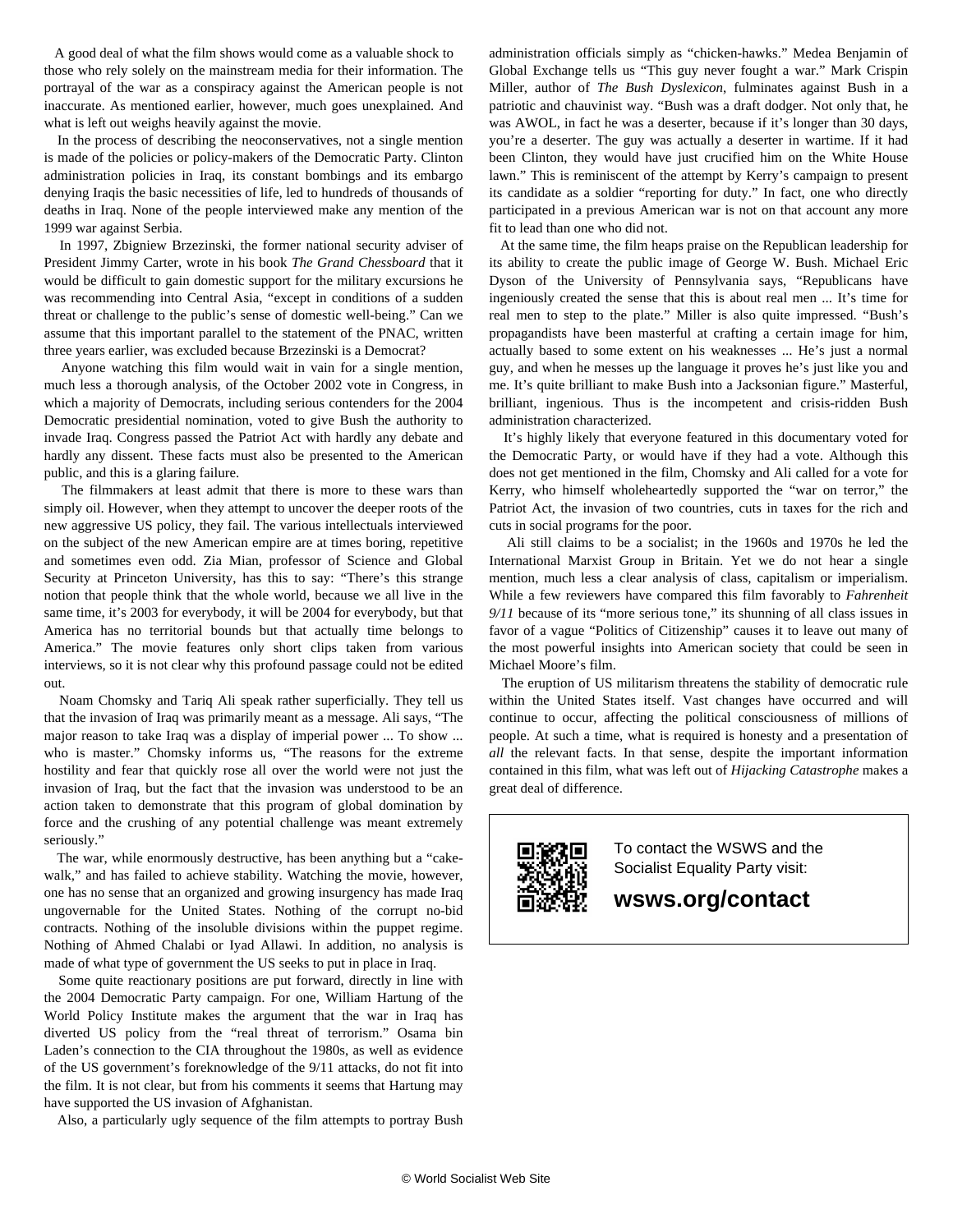A good deal of what the film shows would come as a valuable shock to those who rely solely on the mainstream media for their information. The portrayal of the war as a conspiracy against the American people is not inaccurate. As mentioned earlier, however, much goes unexplained. And what is left out weighs heavily against the movie.

In the process of describing the neoconservatives, not a single mention is made of the policies or policy-makers of the Democratic Party. Clinton administration policies in Iraq, its constant bombings and its embargo denying Iraqis the basic necessities of life, led to hundreds of thousands of deaths in Iraq. None of the people interviewed make any mention of the 1999 war against Serbia.

In 1997, Zbigniew Brzezinski, the former national security adviser of President Jimmy Carter, wrote in his book *The Grand Chessboard* that it would be difficult to gain domestic support for the military excursions he was recommending into Central Asia, "except in conditions of a sudden threat or challenge to the public's sense of domestic well-being." Can we assume that this important parallel to the statement of the PNAC, written three years earlier, was excluded because Brzezinski is a Democrat?

Anyone watching this film would wait in vain for a single mention, much less a thorough analysis, of the October 2002 vote in Congress, in which a majority of Democrats, including serious contenders for the 2004 Democratic presidential nomination, voted to give Bush the authority to invade Iraq. Congress passed the Patriot Act with hardly any debate and hardly any dissent. These facts must also be presented to the American public, and this is a glaring failure.

The filmmakers at least admit that there is more to these wars than simply oil. However, when they attempt to uncover the deeper roots of the new aggressive US policy, they fail. The various intellectuals interviewed on the subject of the new American empire are at times boring, repetitive and sometimes even odd. Zia Mian, professor of Science and Global Security at Princeton University, has this to say: "There's this strange notion that people think that the whole world, because we all live in the same time, it's 2003 for everybody, it will be 2004 for everybody, but that America has no territorial bounds but that actually time belongs to America." The movie features only short clips taken from various interviews, so it is not clear why this profound passage could not be edited out.

Noam Chomsky and Tariq Ali speak rather superficially. They tell us that the invasion of Iraq was primarily meant as a message. Ali says, "The major reason to take Iraq was a display of imperial power ... To show ... who is master." Chomsky informs us, "The reasons for the extreme hostility and fear that quickly rose all over the world were not just the invasion of Iraq, but the fact that the invasion was understood to be an action taken to demonstrate that this program of global domination by force and the crushing of any potential challenge was meant extremely seriously."

The war, while enormously destructive, has been anything but a "cake-walk," and has failed to achieve stability. Watching the movie, however, one has no sense that an organized and growing insurgency has made Iraq ungovernable for the United States. Nothing of the corrupt no-bid contracts. Nothing of the insoluble divisions within the puppet regime. Nothing of Ahmed Chalabi or Iyad Allawi. In addition, no analysis is made of what type of government the US seeks to put in place in Iraq.

Some quite reactionary positions are put forward, directly in line with the 2004 Democratic Party campaign. For one, William Hartung of the World Policy Institute makes the argument that the war in Iraq has diverted US policy from the "real threat of terrorism." Osama bin Laden's connection to the CIA throughout the 1980s, as well as evidence of the US government's foreknowledge of the 9/11 attacks, do not fit into the film. It is not clear, but from his comments it seems that Hartung may have supported the US invasion of Afghanistan.

Also, a particularly ugly sequence of the film attempts to portray Bush administration officials simply as "chicken-hawks." Medea Benjamin of Global Exchange tells us "This guy never fought a war." Mark Crispin Miller, author of *The Bush Dyslexicon*, fulminates against Bush in a patriotic and chauvinist way. "Bush was a draft dodger. Not only that, he was AWOL, in fact he was a deserter, because if it's longer than 30 days, you're a deserter. The guy was actually a deserter in wartime. If it had been Clinton, they would have just crucified him on the White House lawn." This is reminiscent of the attempt by Kerry's campaign to present its candidate as a soldier "reporting for duty." In fact, one who directly participated in a previous American war is not on that account any more fit to lead than one who did not.

At the same time, the film heaps praise on the Republican leadership for its ability to create the public image of George W. Bush. Michael Eric Dyson of the University of Pennsylvania says, "Republicans have ingeniously created the sense that this is about real men ... It's time for real men to step to the plate." Miller is also quite impressed. "Bush's propagandists have been masterful at crafting a certain image for him, actually based to some extent on his weaknesses ... He's just a normal guy, and when he messes up the language it proves he's just like you and me. It's quite brilliant to make Bush into a Jacksonian figure." Masterful, brilliant, ingenious. Thus is the incompetent and crisis-ridden Bush administration characterized.

It's highly likely that everyone featured in this documentary voted for the Democratic Party, or would have if they had a vote. Although this does not get mentioned in the film, Chomsky and Ali called for a vote for Kerry, who himself wholeheartedly supported the "war on terror," the Patriot Act, the invasion of two countries, cuts in taxes for the rich and cuts in social programs for the poor.

Ali still claims to be a socialist; in the 1960s and 1970s he led the International Marxist Group in Britain. Yet we do not hear a single mention, much less a clear analysis of class, capitalism or imperialism. While a few reviewers have compared this film favorably to *Fahrenheit 9/11* because of its "more serious tone," its shunning of all class issues in favor of a vague "Politics of Citizenship" causes it to leave out many of the most powerful insights into American society that could be seen in Michael Moore's film.

The eruption of US militarism threatens the stability of democratic rule within the United States itself. Vast changes have occurred and will continue to occur, affecting the political consciousness of millions of people. At such a time, what is required is honesty and a presentation of *all* the relevant facts. In that sense, despite the important information contained in this film, what was left out of *Hijacking Catastrophe* makes a great deal of difference.

To contact the WSWS and the Socialist Equality Party visit:

**wsws.org/contact**